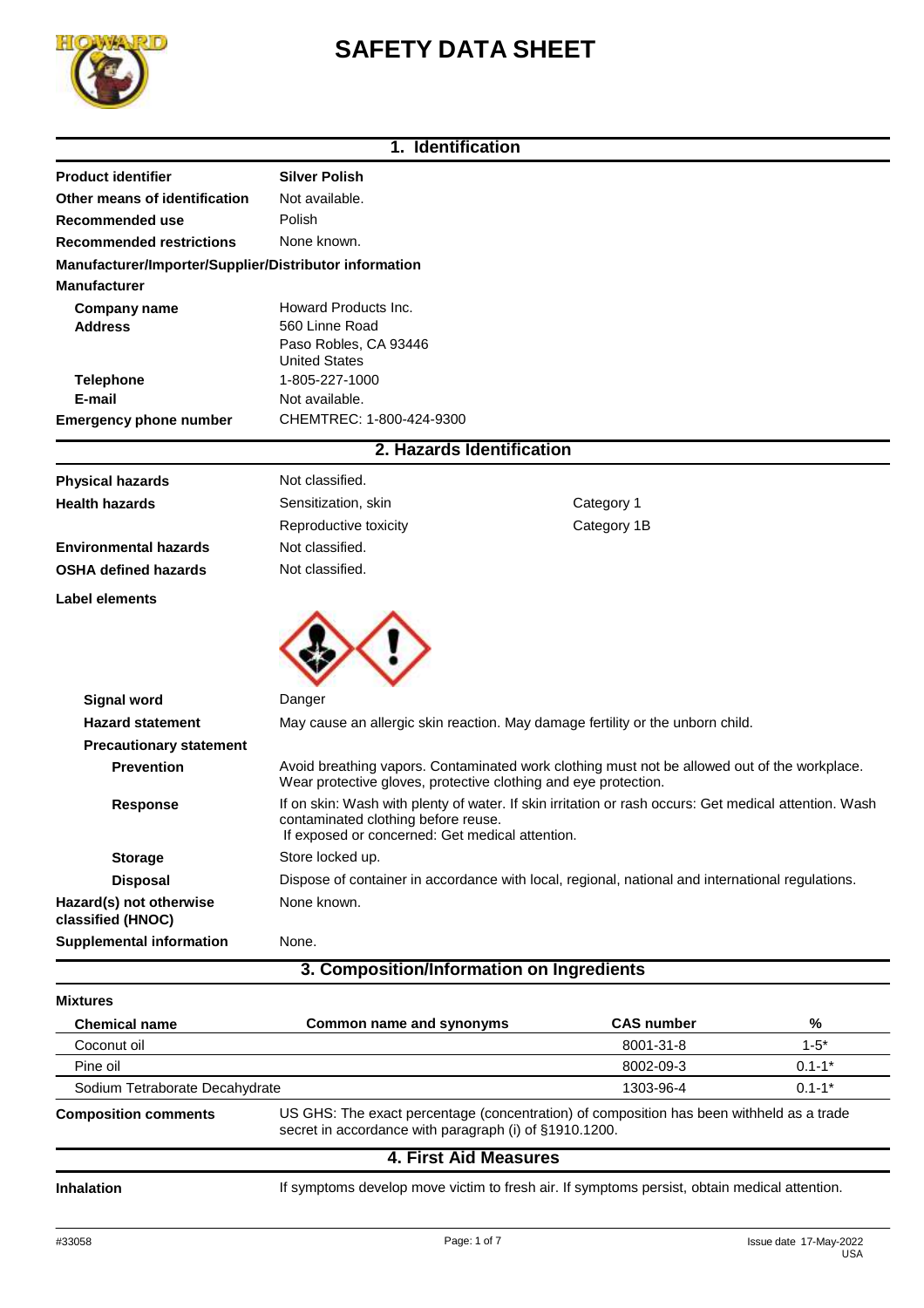# SAFETY DATA SHEET

## 1. Identification

| | |
|---|---|
| **Product identifier** | **Silver Polish** |
| **Other means of identification** | Not available. |
| **Recommended use** | Polish |
| **Recommended restrictions** | None known. |

**Manufacturer/Importer/Supplier/Distributor information**

**Manufacturer**

| | |
|---|---|
| **Company name** | Howard Products Inc. |
| **Address** | 560 Linne Road<br>Paso Robles, CA 93446<br>United States |
| **Telephone** | 1-805-227-1000 |
| **E-mail** | Not available. |
| **Emergency phone number** | CHEMTREC: 1-800-424-9300 |

## 2. Hazards Identification

| | | |
|---|---|---|
| **Physical hazards** | Not classified. | |
| **Health hazards** | Sensitization, skin | Category 1 |
| | Reproductive toxicity | Category 1B |
| **Environmental hazards** | Not classified. | |
| **OSHA defined hazards** | Not classified. | |

**Label elements**

| | |
|---|---|
| **Signal word** | Danger |
| **Hazard statement** | May cause an allergic skin reaction. May damage fertility or the unborn child. |
| **Precautionary statement** | |
| **Prevention** | Avoid breathing vapors. Contaminated work clothing must not be allowed out of the workplace. Wear protective gloves, protective clothing and eye protection. |
| **Response** | If on skin: Wash with plenty of water. If skin irritation or rash occurs: Get medical attention. Wash contaminated clothing before reuse.<br>If exposed or concerned: Get medical attention. |
| **Storage** | Store locked up. |
| **Disposal** | Dispose of container in accordance with local, regional, national and international regulations. |
| **Hazard(s) not otherwise classified (HNOC)** | None known. |
| **Supplemental information** | None. |

## 3. Composition/Information on Ingredients

**Mixtures**

| Chemical name | Common name and synonyms | CAS number | % |
|---|---|---|---|
| Coconut oil | | 8001-31-8 | 1-5* |
| Pine oil | | 8002-09-3 | 0.1-1* |
| Sodium Tetraborate Decahydrate | | 1303-96-4 | 0.1-1* |

**Composition comments** US GHS: The exact percentage (concentration) of composition has been withheld as a trade secret in accordance with paragraph (i) of §1910.1200.

## 4. First Aid Measures

**Inhalation** If symptoms develop move victim to fresh air. If symptoms persist, obtain medical attention.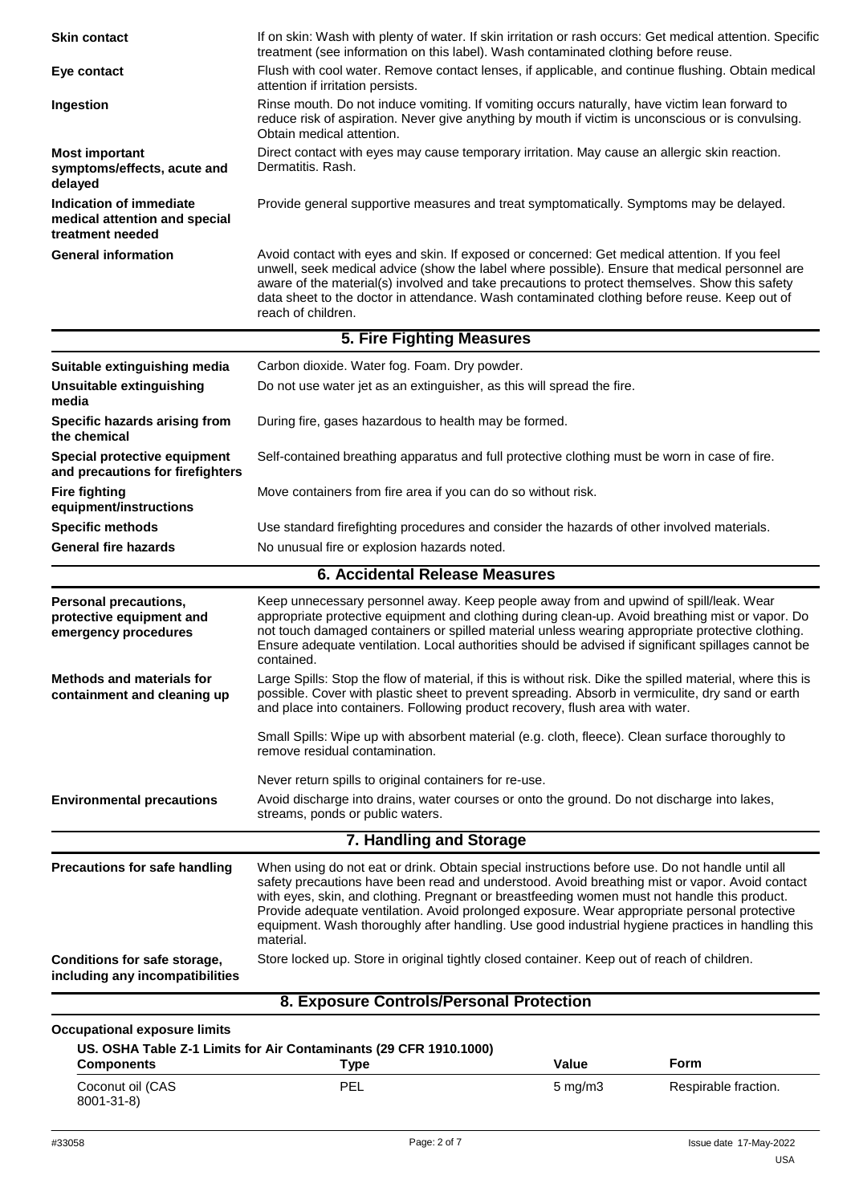| | |
|---|---|
| **Skin contact** | If on skin: Wash with plenty of water. If skin irritation or rash occurs: Get medical attention. Specific treatment (see information on this label). Wash contaminated clothing before reuse. |
| **Eye contact** | Flush with cool water. Remove contact lenses, if applicable, and continue flushing. Obtain medical attention if irritation persists. |
| **Ingestion** | Rinse mouth. Do not induce vomiting. If vomiting occurs naturally, have victim lean forward to reduce risk of aspiration. Never give anything by mouth if victim is unconscious or is convulsing. Obtain medical attention. |
| **Most important symptoms/effects, acute and delayed** | Direct contact with eyes may cause temporary irritation. May cause an allergic skin reaction. Dermatitis. Rash. |
| **Indication of immediate medical attention and special treatment needed** | Provide general supportive measures and treat symptomatically. Symptoms may be delayed. |
| **General information** | Avoid contact with eyes and skin. If exposed or concerned: Get medical attention. If you feel unwell, seek medical advice (show the label where possible). Ensure that medical personnel are aware of the material(s) involved and take precautions to protect themselves. Show this safety data sheet to the doctor in attendance. Wash contaminated clothing before reuse. Keep out of reach of children. |

## 5. Fire Fighting Measures

| | |
|---|---|
| **Suitable extinguishing media** | Carbon dioxide. Water fog. Foam. Dry powder. |
| **Unsuitable extinguishing media** | Do not use water jet as an extinguisher, as this will spread the fire. |
| **Specific hazards arising from the chemical** | During fire, gases hazardous to health may be formed. |
| **Special protective equipment and precautions for firefighters** | Self-contained breathing apparatus and full protective clothing must be worn in case of fire. |
| **Fire fighting equipment/instructions** | Move containers from fire area if you can do so without risk. |
| **Specific methods** | Use standard firefighting procedures and consider the hazards of other involved materials. |
| **General fire hazards** | No unusual fire or explosion hazards noted. |

## 6. Accidental Release Measures

| | |
|---|---|
| **Personal precautions, protective equipment and emergency procedures** | Keep unnecessary personnel away. Keep people away from and upwind of spill/leak. Wear appropriate protective equipment and clothing during clean-up. Avoid breathing mist or vapor. Do not touch damaged containers or spilled material unless wearing appropriate protective clothing. Ensure adequate ventilation. Local authorities should be advised if significant spillages cannot be contained. |
| **Methods and materials for containment and cleaning up** | Large Spills: Stop the flow of material, if this is without risk. Dike the spilled material, where this is possible. Cover with plastic sheet to prevent spreading. Absorb in vermiculite, dry sand or earth and place into containers. Following product recovery, flush area with water.<br><br>Small Spills: Wipe up with absorbent material (e.g. cloth, fleece). Clean surface thoroughly to remove residual contamination.<br><br>Never return spills to original containers for re-use. |
| **Environmental precautions** | Avoid discharge into drains, water courses or onto the ground. Do not discharge into lakes, streams, ponds or public waters. |

## 7. Handling and Storage

| | |
|---|---|
| **Precautions for safe handling** | When using do not eat or drink. Obtain special instructions before use. Do not handle until all safety precautions have been read and understood. Avoid breathing mist or vapor. Avoid contact with eyes, skin, and clothing. Pregnant or breastfeeding women must not handle this product. Provide adequate ventilation. Avoid prolonged exposure. Wear appropriate personal protective equipment. Wash thoroughly after handling. Use good industrial hygiene practices in handling this material. |
| **Conditions for safe storage, including any incompatibilities** | Store locked up. Store in original tightly closed container. Keep out of reach of children. |

## 8. Exposure Controls/Personal Protection

**Occupational exposure limits**

**US. OSHA Table Z-1 Limits for Air Contaminants (29 CFR 1910.1000)**

| Components | Type | Value | Form |
|---|---|---|---|
| Coconut oil (CAS 8001-31-8) | PEL | 5 mg/m3 | Respirable fraction. |

#33058 Issue date 17-May-2022 USA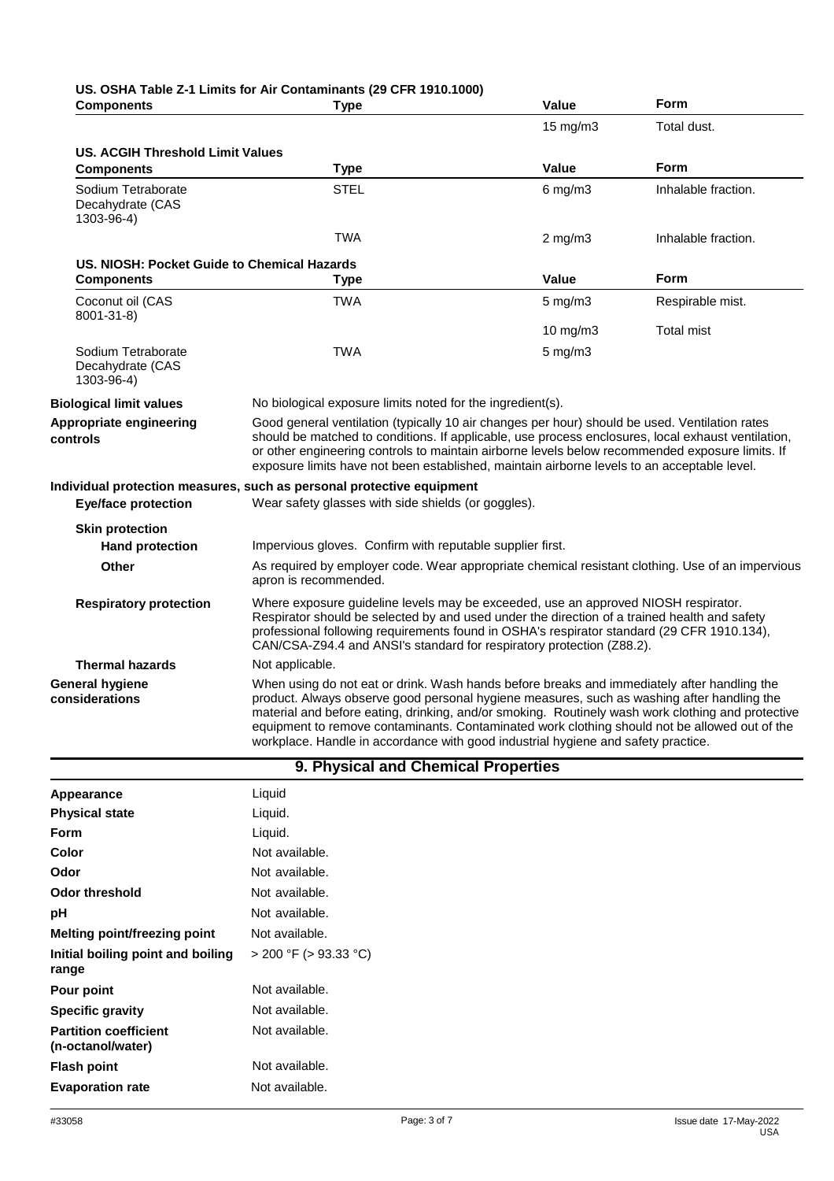**US. OSHA Table Z-1 Limits for Air Contaminants (29 CFR 1910.1000)**

| Components | Type | Value | Form |
|---|---|---|---|
| | | 15 mg/m3 | Total dust. |

**US. ACGIH Threshold Limit Values**

| Components | Type | Value | Form |
|---|---|---|---|
| Sodium Tetraborate Decahydrate (CAS 1303-96-4) | STEL | 6 mg/m3 | Inhalable fraction. |
| | TWA | 2 mg/m3 | Inhalable fraction. |

**US. NIOSH: Pocket Guide to Chemical Hazards**

| Components | Type | Value | Form |
|---|---|---|---|
| Coconut oil (CAS 8001-31-8) | TWA | 5 mg/m3 | Respirable mist. |
| | | 10 mg/m3 | Total mist |
| Sodium Tetraborate Decahydrate (CAS 1303-96-4) | TWA | 5 mg/m3 | |

**Biological limit values** No biological exposure limits noted for the ingredient(s).

**Appropriate engineering controls** Good general ventilation (typically 10 air changes per hour) should be used. Ventilation rates should be matched to conditions. If applicable, use process enclosures, local exhaust ventilation, or other engineering controls to maintain airborne levels below recommended exposure limits. If exposure limits have not been established, maintain airborne levels to an acceptable level.

**Individual protection measures, such as personal protective equipment**

**Eye/face protection** Wear safety glasses with side shields (or goggles).

**Skin protection**

**Hand protection** Impervious gloves. Confirm with reputable supplier first.

**Other** As required by employer code. Wear appropriate chemical resistant clothing. Use of an impervious apron is recommended.

**Respiratory protection** Where exposure guideline levels may be exceeded, use an approved NIOSH respirator. Respirator should be selected by and used under the direction of a trained health and safety professional following requirements found in OSHA's respirator standard (29 CFR 1910.134), CAN/CSA-Z94.4 and ANSI's standard for respiratory protection (Z88.2).

**Thermal hazards** Not applicable.

**General hygiene considerations** When using do not eat or drink. Wash hands before breaks and immediately after handling the product. Always observe good personal hygiene measures, such as washing after handling the material and before eating, drinking, and/or smoking. Routinely wash work clothing and protective equipment to remove contaminants. Contaminated work clothing should not be allowed out of the workplace. Handle in accordance with good industrial hygiene and safety practice.

## 9. Physical and Chemical Properties

| | |
|---|---|
| **Appearance** | Liquid |
| **Physical state** | Liquid. |
| **Form** | Liquid. |
| **Color** | Not available. |
| **Odor** | Not available. |
| **Odor threshold** | Not available. |
| **pH** | Not available. |
| **Melting point/freezing point** | Not available. |
| **Initial boiling point and boiling range** | > 200 °F (> 93.33 °C) |
| **Pour point** | Not available. |
| **Specific gravity** | Not available. |
| **Partition coefficient (n-octanol/water)** | Not available. |
| **Flash point** | Not available. |
| **Evaporation rate** | Not available. |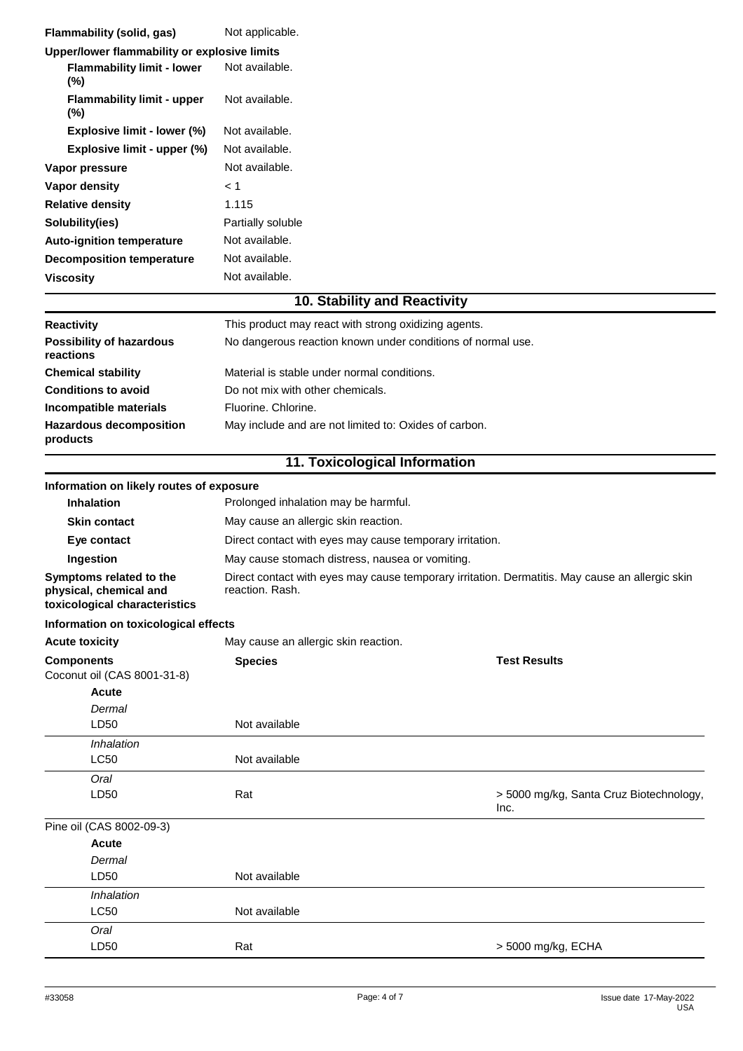| | |
|---|---|
| **Flammability (solid, gas)** | Not applicable. |
| **Upper/lower flammability or explosive limits** | |
| **Flammability limit - lower (%)** | Not available. |
| **Flammability limit - upper (%)** | Not available. |
| **Explosive limit - lower (%)** | Not available. |
| **Explosive limit - upper (%)** | Not available. |
| **Vapor pressure** | Not available. |
| **Vapor density** | < 1 |
| **Relative density** | 1.115 |
| **Solubility(ies)** | Partially soluble |
| **Auto-ignition temperature** | Not available. |
| **Decomposition temperature** | Not available. |
| **Viscosity** | Not available. |

## 10. Stability and Reactivity

| | |
|---|---|
| **Reactivity** | This product may react with strong oxidizing agents. |
| **Possibility of hazardous reactions** | No dangerous reaction known under conditions of normal use. |
| **Chemical stability** | Material is stable under normal conditions. |
| **Conditions to avoid** | Do not mix with other chemicals. |
| **Incompatible materials** | Fluorine. Chlorine. |
| **Hazardous decomposition products** | May include and are not limited to: Oxides of carbon. |

## 11. Toxicological Information

**Information on likely routes of exposure**

| | |
|---|---|
| **Inhalation** | Prolonged inhalation may be harmful. |
| **Skin contact** | May cause an allergic skin reaction. |
| **Eye contact** | Direct contact with eyes may cause temporary irritation. |
| **Ingestion** | May cause stomach distress, nausea or vomiting. |
| **Symptoms related to the physical, chemical and toxicological characteristics** | Direct contact with eyes may cause temporary irritation. Dermatitis. May cause an allergic skin reaction. Rash. |

**Information on toxicological effects**

| | |
|---|---|
| **Acute toxicity** | May cause an allergic skin reaction. |

| **Components** | **Species** | **Test Results** |
|---|---|---|
| Coconut oil (CAS 8001-31-8) | | |
| **Acute** | | |
| *Dermal* | | |
| LD50 | Not available | |
| *Inhalation* | | |
| LC50 | Not available | |
| *Oral* | | |
| LD50 | Rat | > 5000 mg/kg, Santa Cruz Biotechnology, Inc. |
| Pine oil (CAS 8002-09-3) | | |
| **Acute** | | |
| *Dermal* | | |
| LD50 | Not available | |
| *Inhalation* | | |
| LC50 | Not available | |
| *Oral* | | |
| LD50 | Rat | > 5000 mg/kg, ECHA |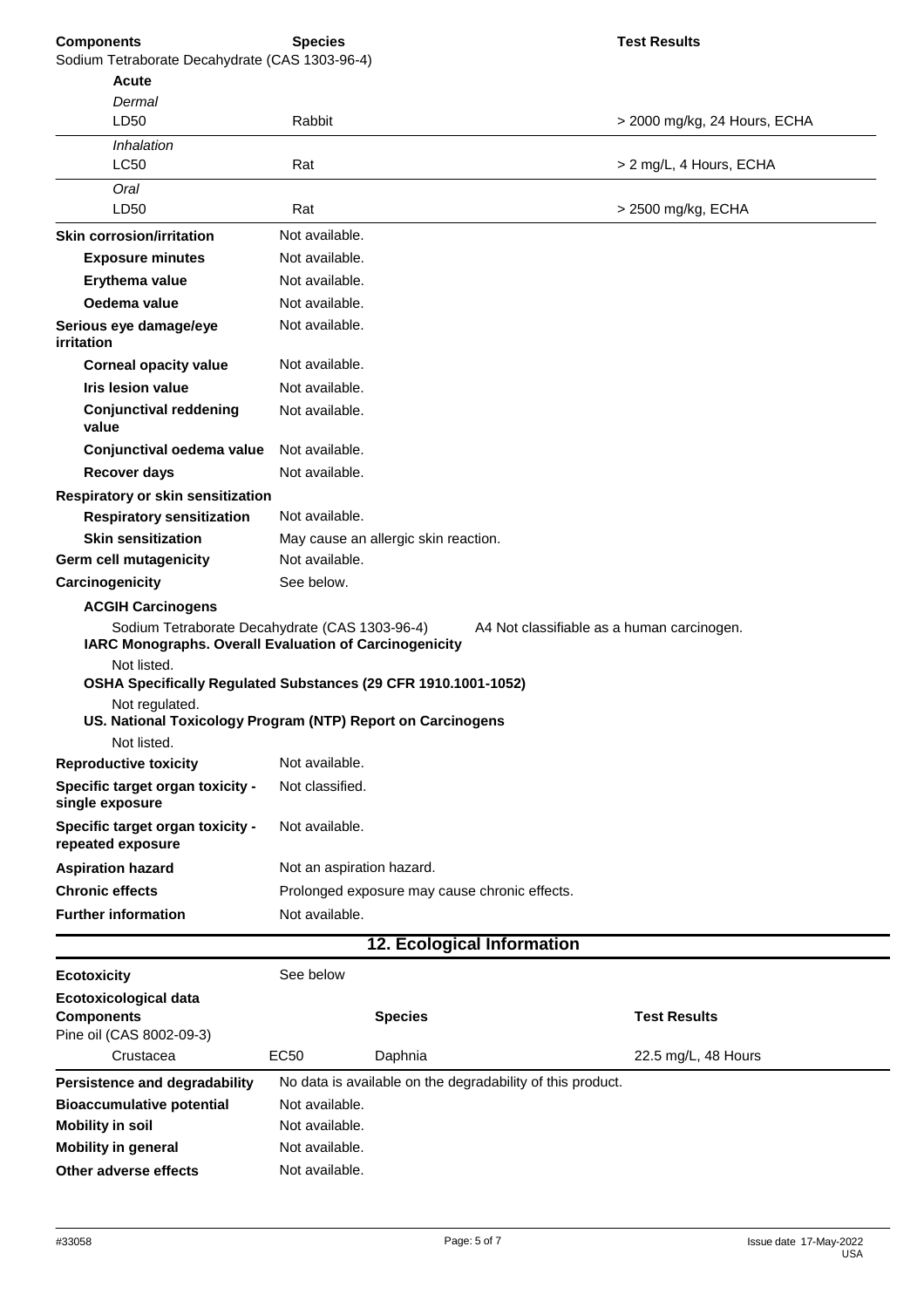| Components | | Species | Test Results |
|---|---|---|---|
| Sodium Tetraborate Decahydrate (CAS 1303-96-4) | | | |
| **Acute** | | | |
| *Dermal* | | | |
| LD50 | | Rabbit | > 2000 mg/kg, 24 Hours, ECHA |
| *Inhalation* | | | |
| LC50 | | Rat | > 2 mg/L, 4 Hours, ECHA |
| *Oral* | | | |
| LD50 | | Rat | > 2500 mg/kg, ECHA |

**Skin corrosion/irritation** Not available.

**Exposure minutes** Not available.

**Erythema value** Not available.

**Oedema value** Not available.

**Serious eye damage/eye irritation** Not available.

**Corneal opacity value** Not available.

**Iris lesion value** Not available.

**Conjunctival reddening value** Not available.

**Conjunctival oedema value** Not available.

**Recover days** Not available.

**Respiratory or skin sensitization**

**Respiratory sensitization** Not available.

**Skin sensitization** May cause an allergic skin reaction.

**Germ cell mutagenicity** Not available.

**Carcinogenicity** See below.

**ACGIH Carcinogens**

Sodium Tetraborate Decahydrate (CAS 1303-96-4) A4 Not classifiable as a human carcinogen.

**IARC Monographs. Overall Evaluation of Carcinogenicity**

Not listed.

**OSHA Specifically Regulated Substances (29 CFR 1910.1001-1052)**

Not regulated.

**US. National Toxicology Program (NTP) Report on Carcinogens**

Not listed.

**Reproductive toxicity** Not available.

**Specific target organ toxicity - single exposure** Not classified.

**Specific target organ toxicity - repeated exposure** Not available.

**Aspiration hazard** Not an aspiration hazard.

**Chronic effects** Prolonged exposure may cause chronic effects.

**Further information** Not available.

## 12. Ecological Information

**Ecotoxicity** See below

**Ecotoxicological data**

| Components | | Species | Test Results |
|---|---|---|---|
| Pine oil (CAS 8002-09-3) | | | |
| Crustacea | EC50 | Daphnia | 22.5 mg/L, 48 Hours |

**Persistence and degradability** No data is available on the degradability of this product.

**Bioaccumulative potential** Not available.

**Mobility in soil** Not available.

**Mobility in general** Not available.

**Other adverse effects** Not available.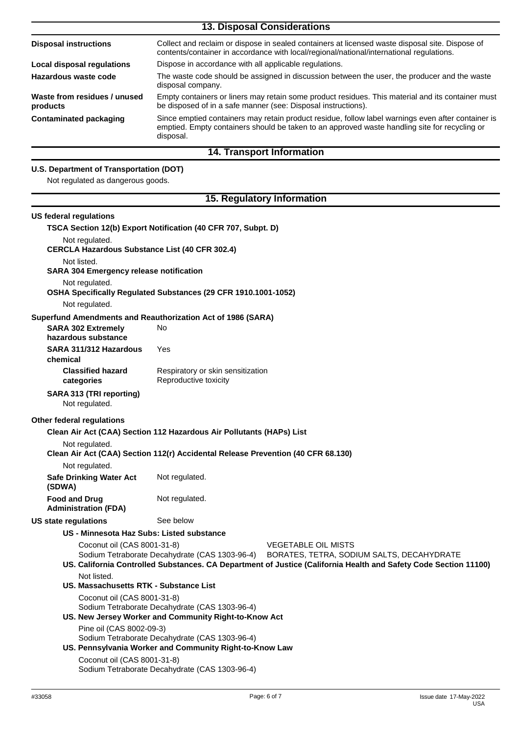## 13. Disposal Considerations

| | |
|---|---|
| **Disposal instructions** | Collect and reclaim or dispose in sealed containers at licensed waste disposal site. Dispose of contents/container in accordance with local/regional/national/international regulations. |
| **Local disposal regulations** | Dispose in accordance with all applicable regulations. |
| **Hazardous waste code** | The waste code should be assigned in discussion between the user, the producer and the waste disposal company. |
| **Waste from residues / unused products** | Empty containers or liners may retain some product residues. This material and its container must be disposed of in a safe manner (see: Disposal instructions). |
| **Contaminated packaging** | Since emptied containers may retain product residue, follow label warnings even after container is emptied. Empty containers should be taken to an approved waste handling site for recycling or disposal. |

## 14. Transport Information

**U.S. Department of Transportation (DOT)**

Not regulated as dangerous goods.

## 15. Regulatory Information

**US federal regulations**

**TSCA Section 12(b) Export Notification (40 CFR 707, Subpt. D)**

Not regulated.

**CERCLA Hazardous Substance List (40 CFR 302.4)**

Not listed.

**SARA 304 Emergency release notification**

Not regulated.

**OSHA Specifically Regulated Substances (29 CFR 1910.1001-1052)**

Not regulated.

**Superfund Amendments and Reauthorization Act of 1986 (SARA)**

| | |
|---|---|
| **SARA 302 Extremely hazardous substance** | No |
| **SARA 311/312 Hazardous chemical** | Yes |
| **Classified hazard categories** | Respiratory or skin sensitization<br>Reproductive toxicity |

**SARA 313 (TRI reporting)**

Not regulated.

**Other federal regulations**

**Clean Air Act (CAA) Section 112 Hazardous Air Pollutants (HAPs) List**

Not regulated.

**Clean Air Act (CAA) Section 112(r) Accidental Release Prevention (40 CFR 68.130)**

Not regulated.

| | |
|---|---|
| **Safe Drinking Water Act (SDWA)** | Not regulated. |
| **Food and Drug Administration (FDA)** | Not regulated. |
| **US state regulations** | See below |

**US - Minnesota Haz Subs: Listed substance**

| | |
|---|---|
| Coconut oil (CAS 8001-31-8) | VEGETABLE OIL MISTS |
| Sodium Tetraborate Decahydrate (CAS 1303-96-4) | BORATES, TETRA, SODIUM SALTS, DECAHYDRATE |

**US. California Controlled Substances. CA Department of Justice (California Health and Safety Code Section 11100)**

Not listed.

**US. Massachusetts RTK - Substance List**

Coconut oil (CAS 8001-31-8)
Sodium Tetraborate Decahydrate (CAS 1303-96-4)

**US. New Jersey Worker and Community Right-to-Know Act**

Pine oil (CAS 8002-09-3)
Sodium Tetraborate Decahydrate (CAS 1303-96-4)

**US. Pennsylvania Worker and Community Right-to-Know Law**

Coconut oil (CAS 8001-31-8)
Sodium Tetraborate Decahydrate (CAS 1303-96-4)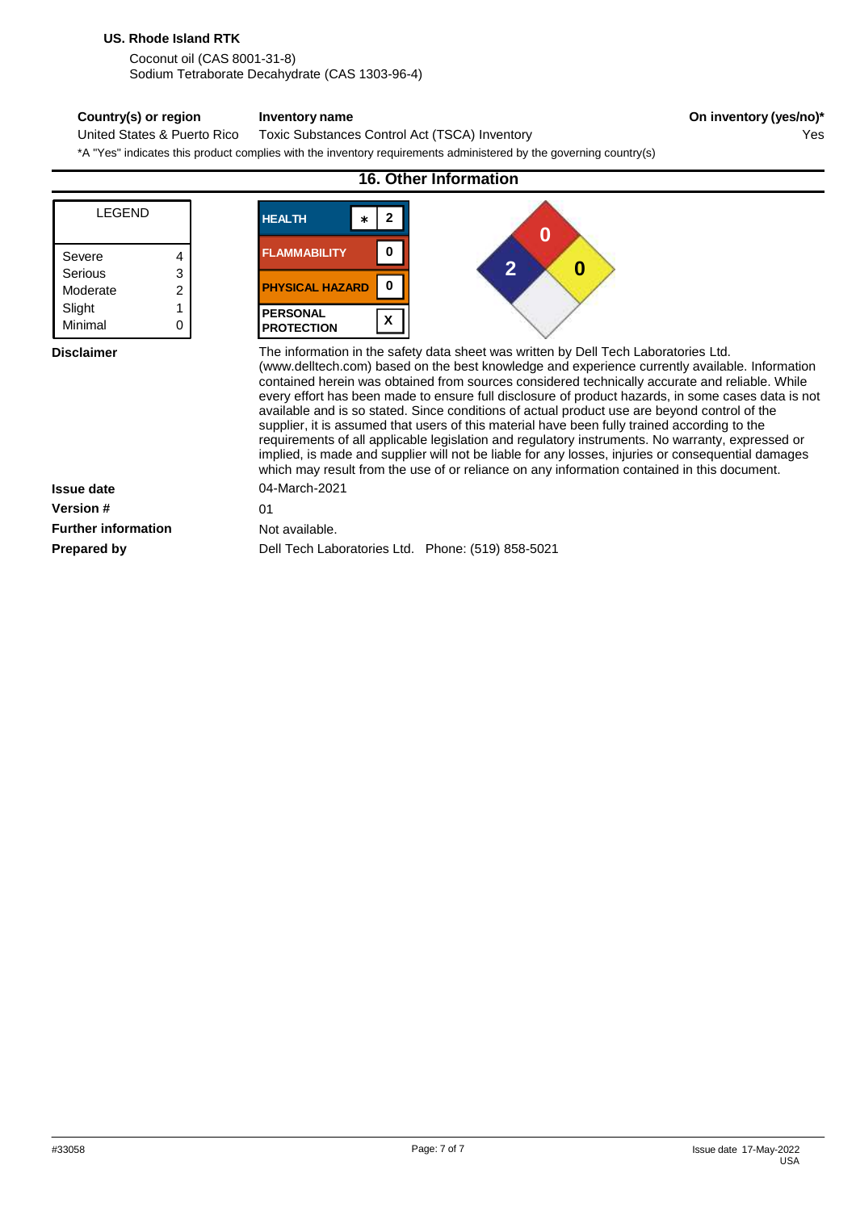**US. Rhode Island RTK**

Coconut oil (CAS 8001-31-8)
Sodium Tetraborate Decahydrate (CAS 1303-96-4)

| Country(s) or region | Inventory name | On inventory (yes/no)* |
|---|---|---|
| United States & Puerto Rico | Toxic Substances Control Act (TSCA) Inventory | Yes |

*A "Yes" indicates this product complies with the inventory requirements administered by the governing country(s)

## 16. Other Information

| LEGEND | |
|---|---|
| Severe | 4 |
| Serious | 3 |
| Moderate | 2 |
| Slight | 1 |
| Minimal | 0 |

| | | |
|---|---|---|
| HEALTH | * | 2 |
| FLAMMABILITY | | 0 |
| PHYSICAL HAZARD | | 0 |
| PERSONAL PROTECTION | | X |

0
2
0

**Disclaimer**

The information in the safety data sheet was written by Dell Tech Laboratories Ltd. (www.delltech.com) based on the best knowledge and experience currently available. Information contained herein was obtained from sources considered technically accurate and reliable. While every effort has been made to ensure full disclosure of product hazards, in some cases data is not available and is so stated. Since conditions of actual product use are beyond control of the supplier, it is assumed that users of this material have been fully trained according to the requirements of all applicable legislation and regulatory instruments. No warranty, expressed or implied, is made and supplier will not be liable for any losses, injuries or consequential damages which may result from the use of or reliance on any information contained in this document.

**Issue date** 04-March-2021

**Version #** 01

**Further information** Not available.

**Prepared by** Dell Tech Laboratories Ltd. Phone: (519) 858-5021